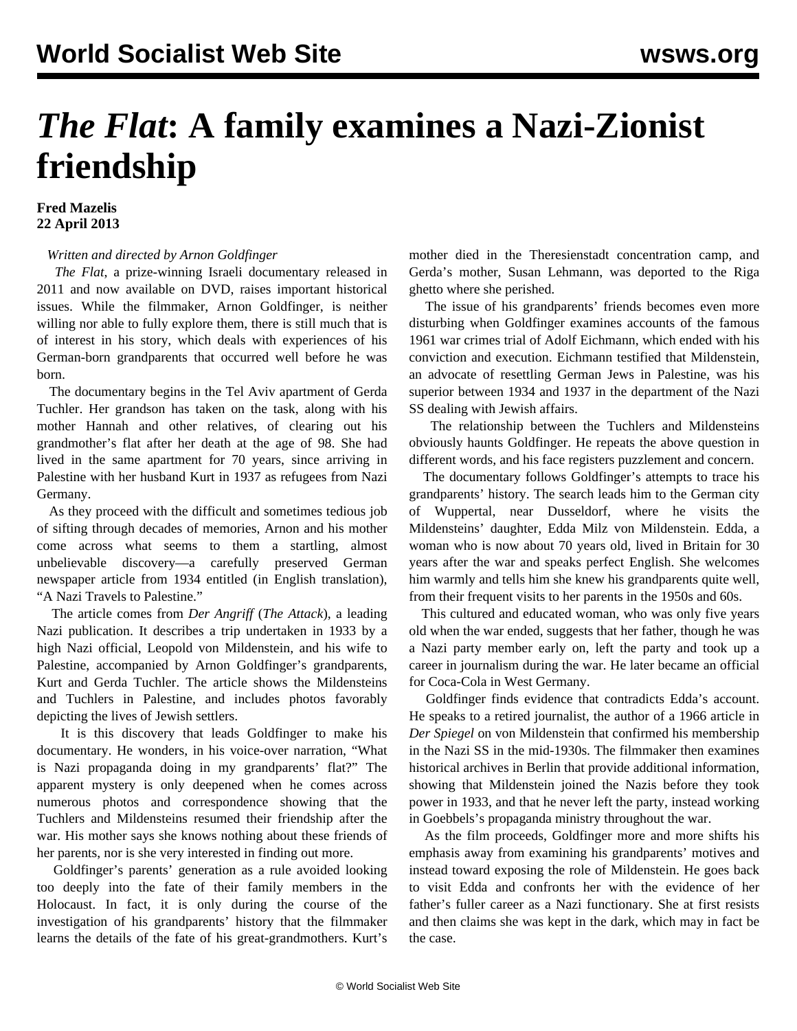# *The Flat*: A family examines a Nazi-Zionist friendship

**Fred Mazelis**
**22 April 2013**

*Written and directed by Arnon Goldfinger*

*The Flat*, a prize-winning Israeli documentary released in 2011 and now available on DVD, raises important historical issues. While the filmmaker, Arnon Goldfinger, is neither willing nor able to fully explore them, there is still much that is of interest in his story, which deals with experiences of his German-born grandparents that occurred well before he was born.

The documentary begins in the Tel Aviv apartment of Gerda Tuchler. Her grandson has taken on the task, along with his mother Hannah and other relatives, of clearing out his grandmother's flat after her death at the age of 98. She had lived in the same apartment for 70 years, since arriving in Palestine with her husband Kurt in 1937 as refugees from Nazi Germany.

As they proceed with the difficult and sometimes tedious job of sifting through decades of memories, Arnon and his mother come across what seems to them a startling, almost unbelievable discovery—a carefully preserved German newspaper article from 1934 entitled (in English translation), "A Nazi Travels to Palestine."

The article comes from *Der Angriff* (*The Attack*), a leading Nazi publication. It describes a trip undertaken in 1933 by a high Nazi official, Leopold von Mildenstein, and his wife to Palestine, accompanied by Arnon Goldfinger's grandparents, Kurt and Gerda Tuchler. The article shows the Mildensteins and Tuchlers in Palestine, and includes photos favorably depicting the lives of Jewish settlers.

It is this discovery that leads Goldfinger to make his documentary. He wonders, in his voice-over narration, "What is Nazi propaganda doing in my grandparents' flat?" The apparent mystery is only deepened when he comes across numerous photos and correspondence showing that the Tuchlers and Mildensteins resumed their friendship after the war. His mother says she knows nothing about these friends of her parents, nor is she very interested in finding out more.

Goldfinger's parents' generation as a rule avoided looking too deeply into the fate of their family members in the Holocaust. In fact, it is only during the course of the investigation of his grandparents' history that the filmmaker learns the details of the fate of his great-grandmothers. Kurt's mother died in the Theresienstadt concentration camp, and Gerda's mother, Susan Lehmann, was deported to the Riga ghetto where she perished.

The issue of his grandparents' friends becomes even more disturbing when Goldfinger examines accounts of the famous 1961 war crimes trial of Adolf Eichmann, which ended with his conviction and execution. Eichmann testified that Mildenstein, an advocate of resettling German Jews in Palestine, was his superior between 1934 and 1937 in the department of the Nazi SS dealing with Jewish affairs.

The relationship between the Tuchlers and Mildensteins obviously haunts Goldfinger. He repeats the above question in different words, and his face registers puzzlement and concern.

The documentary follows Goldfinger's attempts to trace his grandparents' history. The search leads him to the German city of Wuppertal, near Dusseldorf, where he visits the Mildensteins' daughter, Edda Milz von Mildenstein. Edda, a woman who is now about 70 years old, lived in Britain for 30 years after the war and speaks perfect English. She welcomes him warmly and tells him she knew his grandparents quite well, from their frequent visits to her parents in the 1950s and 60s.

This cultured and educated woman, who was only five years old when the war ended, suggests that her father, though he was a Nazi party member early on, left the party and took up a career in journalism during the war. He later became an official for Coca-Cola in West Germany.

Goldfinger finds evidence that contradicts Edda's account. He speaks to a retired journalist, the author of a 1966 article in *Der Spiegel* on von Mildenstein that confirmed his membership in the Nazi SS in the mid-1930s. The filmmaker then examines historical archives in Berlin that provide additional information, showing that Mildenstein joined the Nazis before they took power in 1933, and that he never left the party, instead working in Goebbels's propaganda ministry throughout the war.

As the film proceeds, Goldfinger more and more shifts his emphasis away from examining his grandparents' motives and instead toward exposing the role of Mildenstein. He goes back to visit Edda and confronts her with the evidence of her father's fuller career as a Nazi functionary. She at first resists and then claims she was kept in the dark, which may in fact be the case.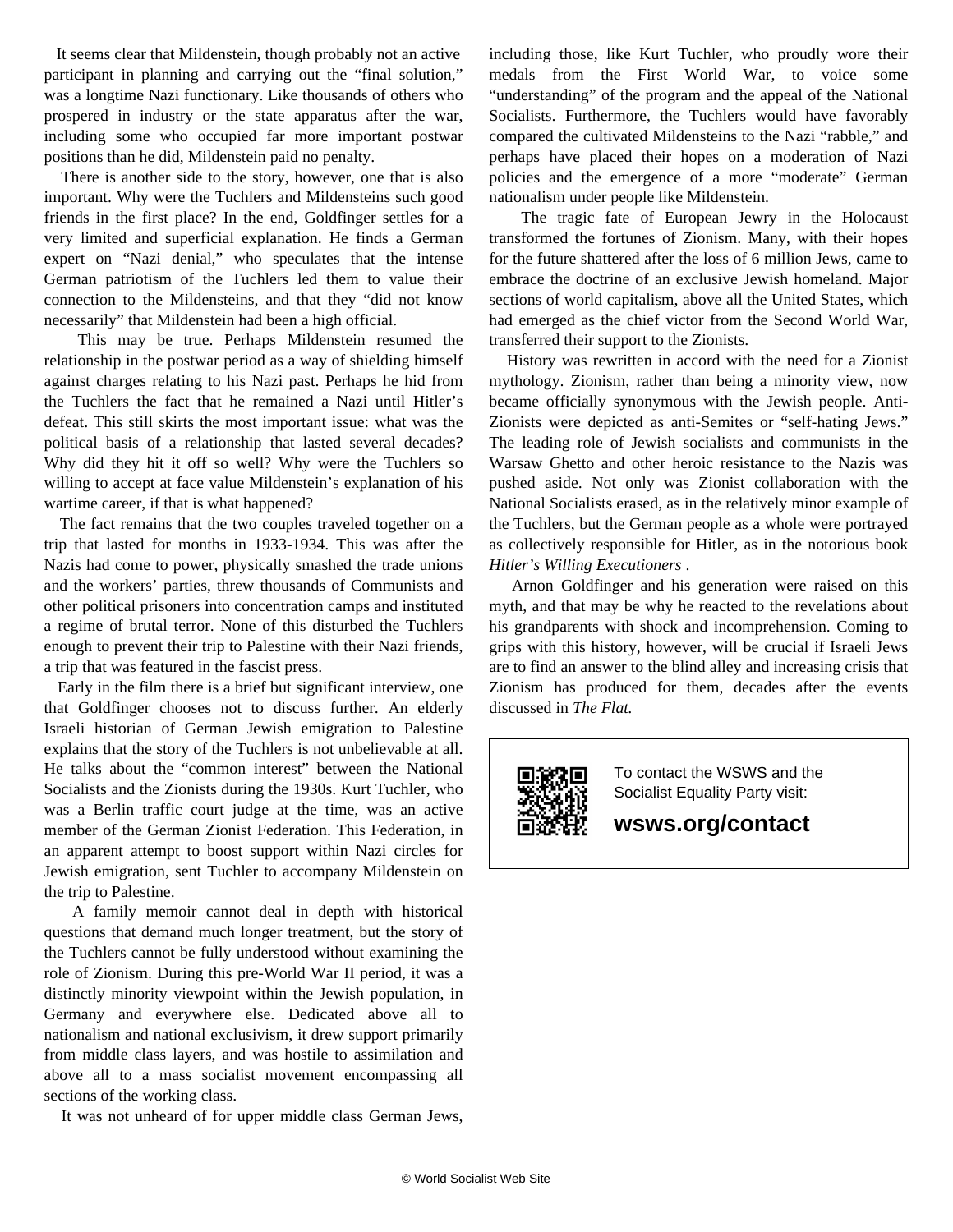It seems clear that Mildenstein, though probably not an active participant in planning and carrying out the "final solution," was a longtime Nazi functionary. Like thousands of others who prospered in industry or the state apparatus after the war, including some who occupied far more important postwar positions than he did, Mildenstein paid no penalty.

There is another side to the story, however, one that is also important. Why were the Tuchlers and Mildensteins such good friends in the first place? In the end, Goldfinger settles for a very limited and superficial explanation. He finds a German expert on "Nazi denial," who speculates that the intense German patriotism of the Tuchlers led them to value their connection to the Mildensteins, and that they "did not know necessarily" that Mildenstein had been a high official.

This may be true. Perhaps Mildenstein resumed the relationship in the postwar period as a way of shielding himself against charges relating to his Nazi past. Perhaps he hid from the Tuchlers the fact that he remained a Nazi until Hitler's defeat. This still skirts the most important issue: what was the political basis of a relationship that lasted several decades? Why did they hit it off so well? Why were the Tuchlers so willing to accept at face value Mildenstein's explanation of his wartime career, if that is what happened?

The fact remains that the two couples traveled together on a trip that lasted for months in 1933-1934. This was after the Nazis had come to power, physically smashed the trade unions and the workers' parties, threw thousands of Communists and other political prisoners into concentration camps and instituted a regime of brutal terror. None of this disturbed the Tuchlers enough to prevent their trip to Palestine with their Nazi friends, a trip that was featured in the fascist press.

Early in the film there is a brief but significant interview, one that Goldfinger chooses not to discuss further. An elderly Israeli historian of German Jewish emigration to Palestine explains that the story of the Tuchlers is not unbelievable at all. He talks about the "common interest" between the National Socialists and the Zionists during the 1930s. Kurt Tuchler, who was a Berlin traffic court judge at the time, was an active member of the German Zionist Federation. This Federation, in an apparent attempt to boost support within Nazi circles for Jewish emigration, sent Tuchler to accompany Mildenstein on the trip to Palestine.

A family memoir cannot deal in depth with historical questions that demand much longer treatment, but the story of the Tuchlers cannot be fully understood without examining the role of Zionism. During this pre-World War II period, it was a distinctly minority viewpoint within the Jewish population, in Germany and everywhere else. Dedicated above all to nationalism and national exclusivism, it drew support primarily from middle class layers, and was hostile to assimilation and above all to a mass socialist movement encompassing all sections of the working class.

It was not unheard of for upper middle class German Jews, including those, like Kurt Tuchler, who proudly wore their medals from the First World War, to voice some "understanding" of the program and the appeal of the National Socialists. Furthermore, the Tuchlers would have favorably compared the cultivated Mildensteins to the Nazi "rabble," and perhaps have placed their hopes on a moderation of Nazi policies and the emergence of a more "moderate" German nationalism under people like Mildenstein.

The tragic fate of European Jewry in the Holocaust transformed the fortunes of Zionism. Many, with their hopes for the future shattered after the loss of 6 million Jews, came to embrace the doctrine of an exclusive Jewish homeland. Major sections of world capitalism, above all the United States, which had emerged as the chief victor from the Second World War, transferred their support to the Zionists.

History was rewritten in accord with the need for a Zionist mythology. Zionism, rather than being a minority view, now became officially synonymous with the Jewish people. Anti-Zionists were depicted as anti-Semites or "self-hating Jews." The leading role of Jewish socialists and communists in the Warsaw Ghetto and other heroic resistance to the Nazis was pushed aside. Not only was Zionist collaboration with the National Socialists erased, as in the relatively minor example of the Tuchlers, but the German people as a whole were portrayed as collectively responsible for Hitler, as in the notorious book *Hitler's Willing Executioners* .

Arnon Goldfinger and his generation were raised on this myth, and that may be why he reacted to the revelations about his grandparents with shock and incomprehension. Coming to grips with this history, however, will be crucial if Israeli Jews are to find an answer to the blind alley and increasing crisis that Zionism has produced for them, decades after the events discussed in *The Flat.*

To contact the WSWS and the Socialist Equality Party visit:

**wsws.org/contact**